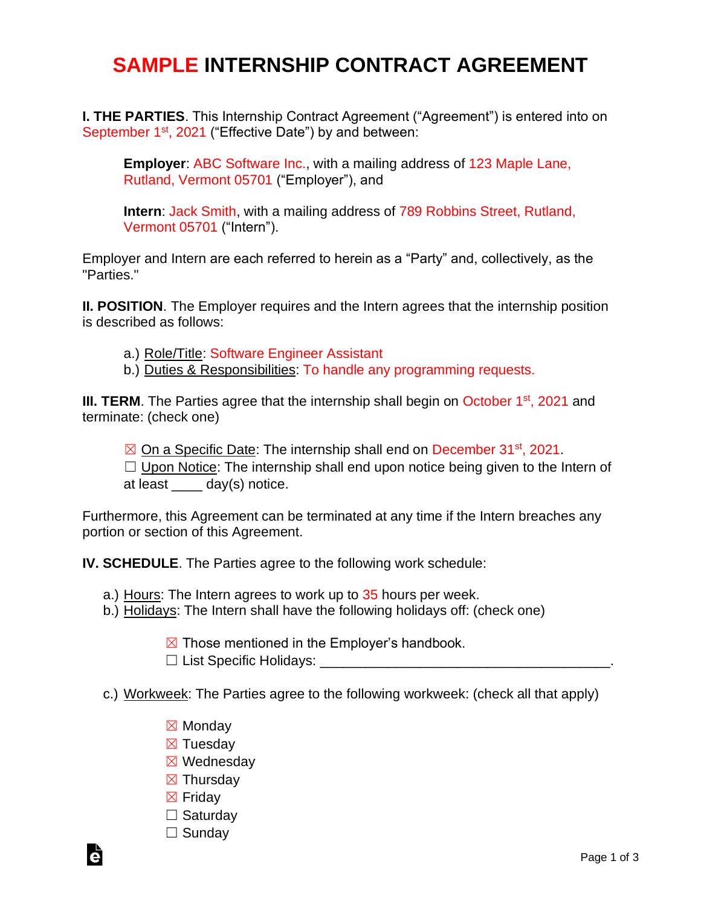# SAMPLE INTERNSHIP CONTRACT AGREEMENT

**I. THE PARTIES**. This Internship Contract Agreement ("Agreement") is entered into on September 1st, 2021 ("Effective Date") by and between:

> **Employer**: ABC Software Inc., with a mailing address of 123 Maple Lane, Rutland, Vermont 05701 ("Employer"), and
>
> **Intern**: Jack Smith, with a mailing address of 789 Robbins Street, Rutland, Vermont 05701 ("Intern").

Employer and Intern are each referred to herein as a "Party" and, collectively, as the "Parties."

**II. POSITION**. The Employer requires and the Intern agrees that the internship position is described as follows:

a.) Role/Title: Software Engineer Assistant
b.) Duties & Responsibilities: To handle any programming requests.

**III. TERM**. The Parties agree that the internship shall begin on October 1st, 2021 and terminate: (check one)

☒ On a Specific Date: The internship shall end on December 31st, 2021.
☐ Upon Notice: The internship shall end upon notice being given to the Intern of at least ____ day(s) notice.

Furthermore, this Agreement can be terminated at any time if the Intern breaches any portion or section of this Agreement.

**IV. SCHEDULE**. The Parties agree to the following work schedule:

a.) Hours: The Intern agrees to work up to 35 hours per week.
b.) Holidays: The Intern shall have the following holidays off: (check one)

☒ Those mentioned in the Employer's handbook.
☐ List Specific Holidays: ______________________________________.

c.) Workweek: The Parties agree to the following workweek: (check all that apply)

☒ Monday
☒ Tuesday
☒ Wednesday
☒ Thursday
☒ Friday
☐ Saturday
☐ Sunday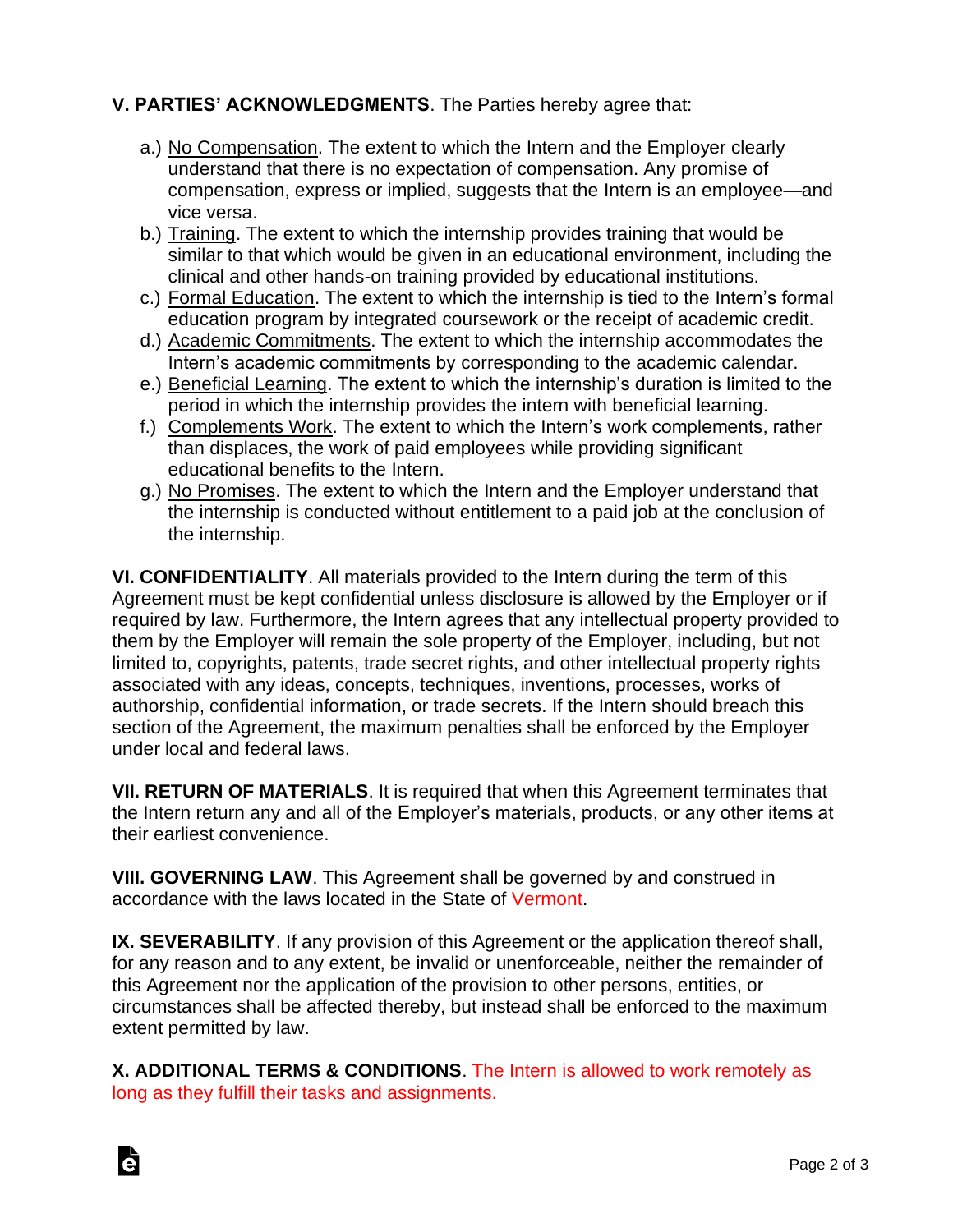**V. PARTIES' ACKNOWLEDGMENTS**. The Parties hereby agree that:

a.) No Compensation. The extent to which the Intern and the Employer clearly understand that there is no expectation of compensation. Any promise of compensation, express or implied, suggests that the Intern is an employee—and vice versa.

b.) Training. The extent to which the internship provides training that would be similar to that which would be given in an educational environment, including the clinical and other hands-on training provided by educational institutions.

c.) Formal Education. The extent to which the internship is tied to the Intern's formal education program by integrated coursework or the receipt of academic credit.

d.) Academic Commitments. The extent to which the internship accommodates the Intern's academic commitments by corresponding to the academic calendar.

e.) Beneficial Learning. The extent to which the internship's duration is limited to the period in which the internship provides the intern with beneficial learning.

f.) Complements Work. The extent to which the Intern's work complements, rather than displaces, the work of paid employees while providing significant educational benefits to the Intern.

g.) No Promises. The extent to which the Intern and the Employer understand that the internship is conducted without entitlement to a paid job at the conclusion of the internship.

**VI. CONFIDENTIALITY**. All materials provided to the Intern during the term of this Agreement must be kept confidential unless disclosure is allowed by the Employer or if required by law. Furthermore, the Intern agrees that any intellectual property provided to them by the Employer will remain the sole property of the Employer, including, but not limited to, copyrights, patents, trade secret rights, and other intellectual property rights associated with any ideas, concepts, techniques, inventions, processes, works of authorship, confidential information, or trade secrets. If the Intern should breach this section of the Agreement, the maximum penalties shall be enforced by the Employer under local and federal laws.

**VII. RETURN OF MATERIALS**. It is required that when this Agreement terminates that the Intern return any and all of the Employer's materials, products, or any other items at their earliest convenience.

**VIII. GOVERNING LAW**. This Agreement shall be governed by and construed in accordance with the laws located in the State of Vermont.

**IX. SEVERABILITY**. If any provision of this Agreement or the application thereof shall, for any reason and to any extent, be invalid or unenforceable, neither the remainder of this Agreement nor the application of the provision to other persons, entities, or circumstances shall be affected thereby, but instead shall be enforced to the maximum extent permitted by law.

**X. ADDITIONAL TERMS & CONDITIONS**. The Intern is allowed to work remotely as long as they fulfill their tasks and assignments.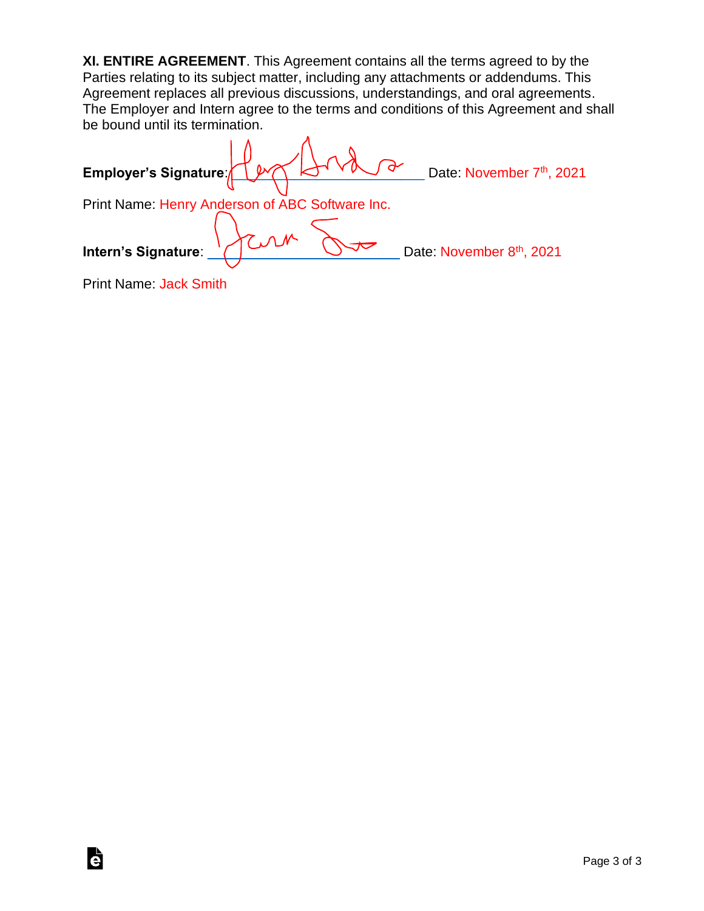**XI. ENTIRE AGREEMENT**. This Agreement contains all the terms agreed to by the Parties relating to its subject matter, including any attachments or addendums. This Agreement replaces all previous discussions, understandings, and oral agreements. The Employer and Intern agree to the terms and conditions of this Agreement and shall be bound until its termination.

**Employer's Signature**: ______________________ Date: November 7th, 2021

Print Name: Henry Anderson of ABC Software Inc.

**Intern's Signature**: ______________________ Date: November 8th, 2021

Print Name: Jack Smith